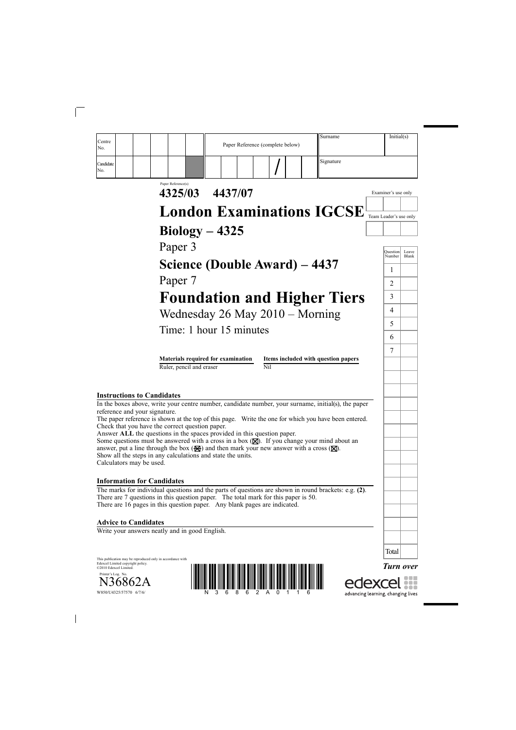| Centre No. | | | | | | Paper Reference (complete below) | Surname | Initial(s) |
|---|---|---|---|---|---|---|---|---|
| Candidate No. | | | | | | / | Signature | |

Paper Reference(s)

**4325/03 4437/07**

# London Examinations IGCSE

## Biology – 4325

Paper 3

## Science (Double Award) – 4437

Paper 7

# Foundation and Higher Tiers

Wednesday 26 May 2010 – Morning

Time: 1 hour 15 minutes

| Materials required for examination | Items included with question papers |
|---|---|
| Ruler, pencil and eraser | Nil |

Examiner's use only

Team Leader's use only

| Question Number | Leave Blank |
|---|---|
| 1 | |
| 2 | |
| 3 | |
| 4 | |
| 5 | |
| 6 | |
| 7 | |
| Total | |

### Instructions to Candidates

In the boxes above, write your centre number, candidate number, your surname, initial(s), the paper reference and your signature.
The paper reference is shown at the top of this page. Write the one for which you have been entered.
Check that you have the correct question paper.
Answer **ALL** the questions in the spaces provided in this question paper.
Some questions must be answered with a cross in a box (☒). If you change your mind about an answer, put a line through the box (☒) and then mark your new answer with a cross (☒).
Show all the steps in any calculations and state the units.
Calculators may be used.

### Information for Candidates

The marks for individual questions and the parts of questions are shown in round brackets: e.g. **(2)**.
There are 7 questions in this question paper. The total mark for this paper is 50.
There are 16 pages in this question paper. Any blank pages are indicated.

### Advice to Candidates

Write your answers neatly and in good English.

This publication may be reproduced only in accordance with Edexcel Limited copyright policy.
©2010 Edexcel Limited.

Printer's Log. No.
N36862A
W850/U4325/57570 6/7/6/

***Turn over***

edexcel
advancing learning, changing lives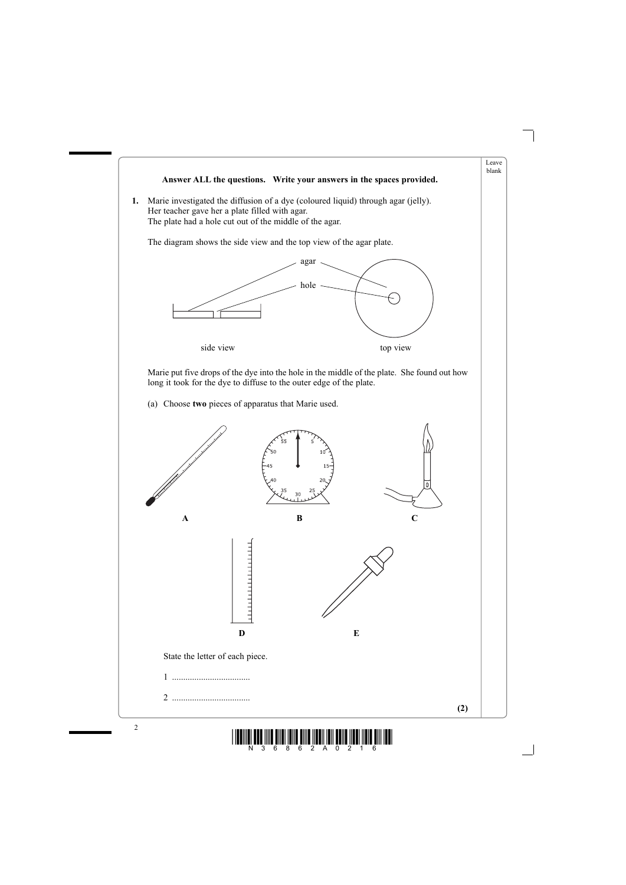**Answer ALL the questions. Write your answers in the spaces provided.**

**1.** Marie investigated the diffusion of a dye (coloured liquid) through agar (jelly).
Her teacher gave her a plate filled with agar.
The plate had a hole cut out of the middle of the agar.

The diagram shows the side view and the top view of the agar plate.

agar

hole

side view

top view

Marie put five drops of the dye into the hole in the middle of the plate. She found out how long it took for the dye to diffuse to the outer edge of the plate.

(a) Choose **two** pieces of apparatus that Marie used.

**A** **B** **C**

**D** **E**

State the letter of each piece.

1 ..................................

2 ..................................

**(2)**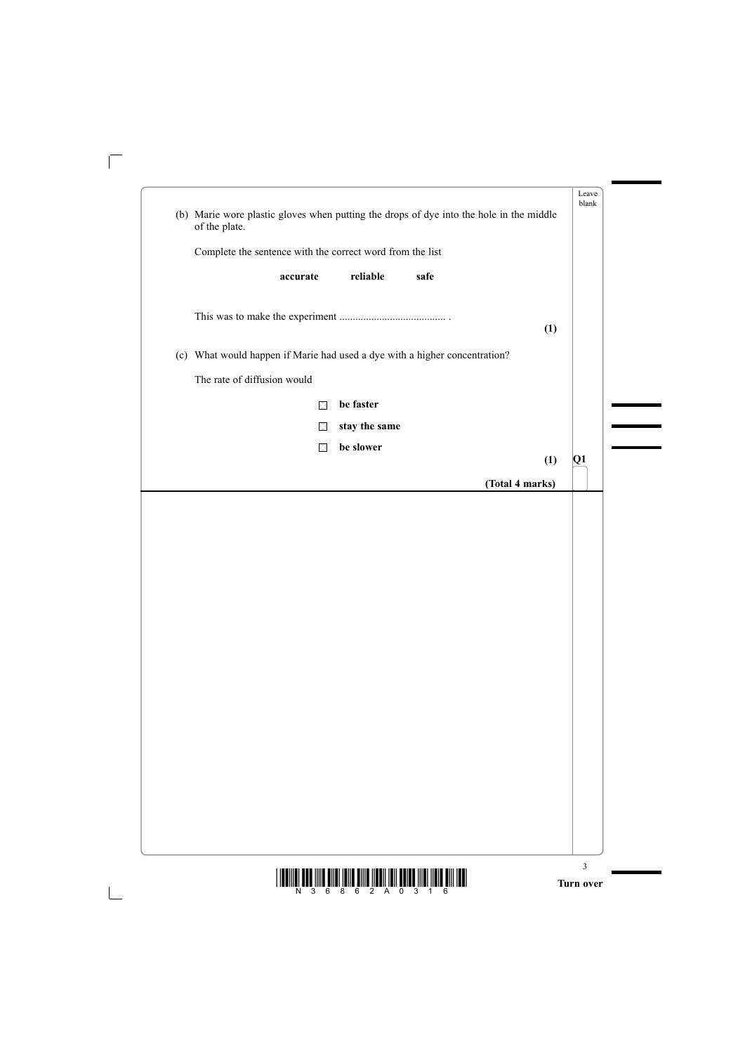(b) Marie wore plastic gloves when putting the drops of dye into the hole in the middle of the plate.

Complete the sentence with the correct word from the list

**accurate** **reliable** **safe**

This was to make the experiment ....................................... .

**(1)**

(c) What would happen if Marie had used a dye with a higher concentration?

The rate of diffusion would

☐ **be faster**

☐ **stay the same**

☐ **be slower**

**(1)**

**(Total 4 marks)**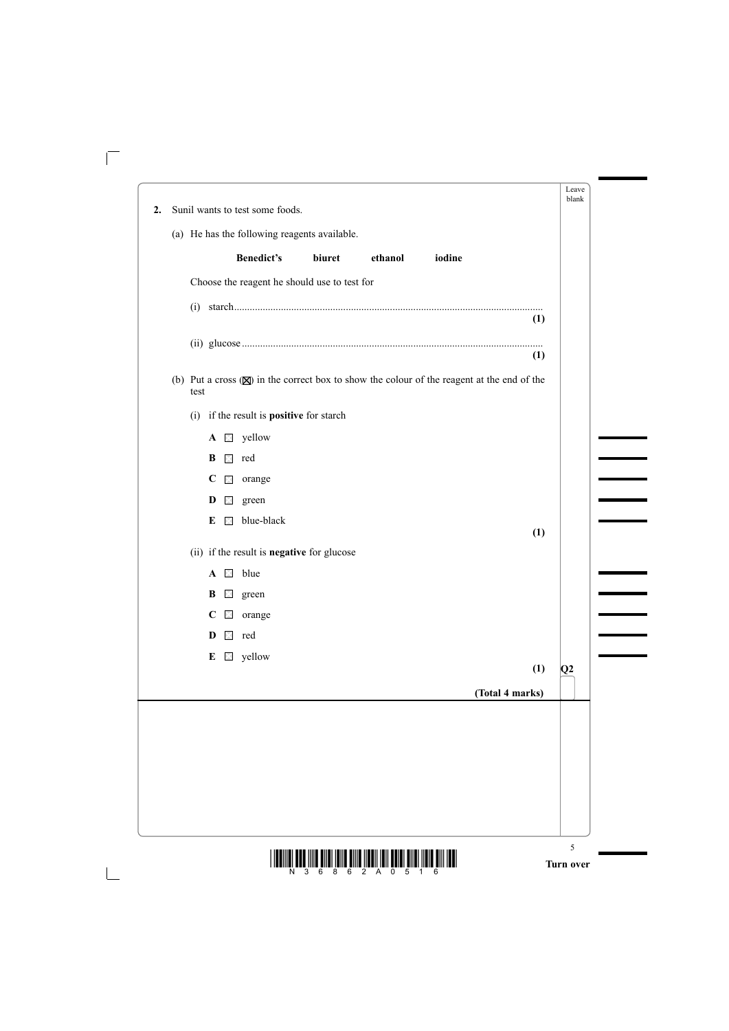**2.** Sunil wants to test some foods.

(a) He has the following reagents available.

**Benedict's** **biuret** **ethanol** **iodine**

Choose the reagent he should use to test for

(i) starch.......................................................................................................................... **(1)**

(ii) glucose ...................................................................................................................... **(1)**

(b) Put a cross (☒) in the correct box to show the colour of the reagent at the end of the test

(i) if the result is **positive** for starch

- **A** ☐ yellow
- **B** ☐ red
- **C** ☐ orange
- **D** ☐ green
- **E** ☐ blue-black

**(1)**

(ii) if the result is **negative** for glucose

- **A** ☐ blue
- **B** ☐ green
- **C** ☐ orange
- **D** ☐ red
- **E** ☐ yellow

**(1)**

**(Total 4 marks)**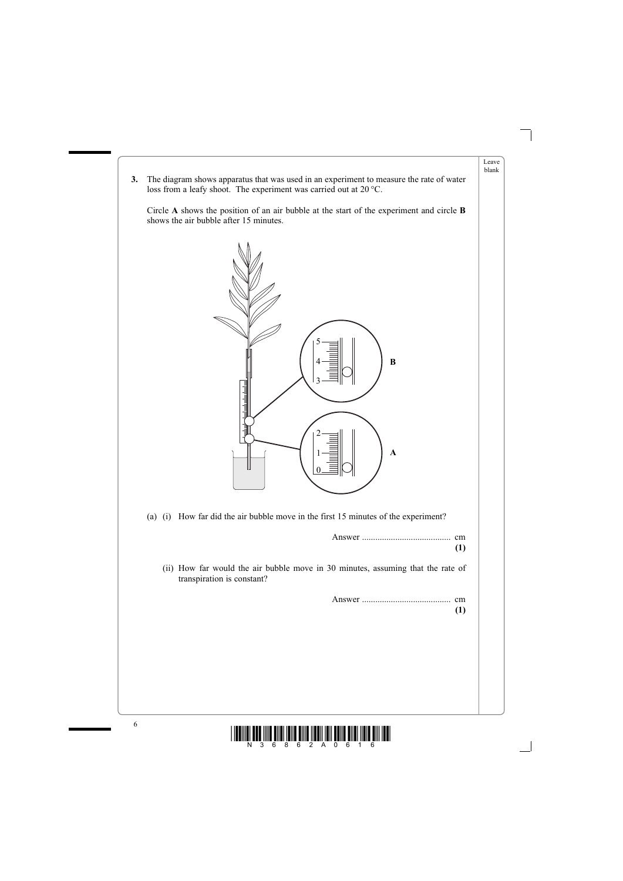**3.** The diagram shows apparatus that was used in an experiment to measure the rate of water loss from a leafy shoot. The experiment was carried out at 20 °C.

Circle **A** shows the position of an air bubble at the start of the experiment and circle **B** shows the air bubble after 15 minutes.

(a) (i) How far did the air bubble move in the first 15 minutes of the experiment?

Answer ........................................ cm
**(1)**

(ii) How far would the air bubble move in 30 minutes, assuming that the rate of transpiration is constant?

Answer ........................................ cm
**(1)**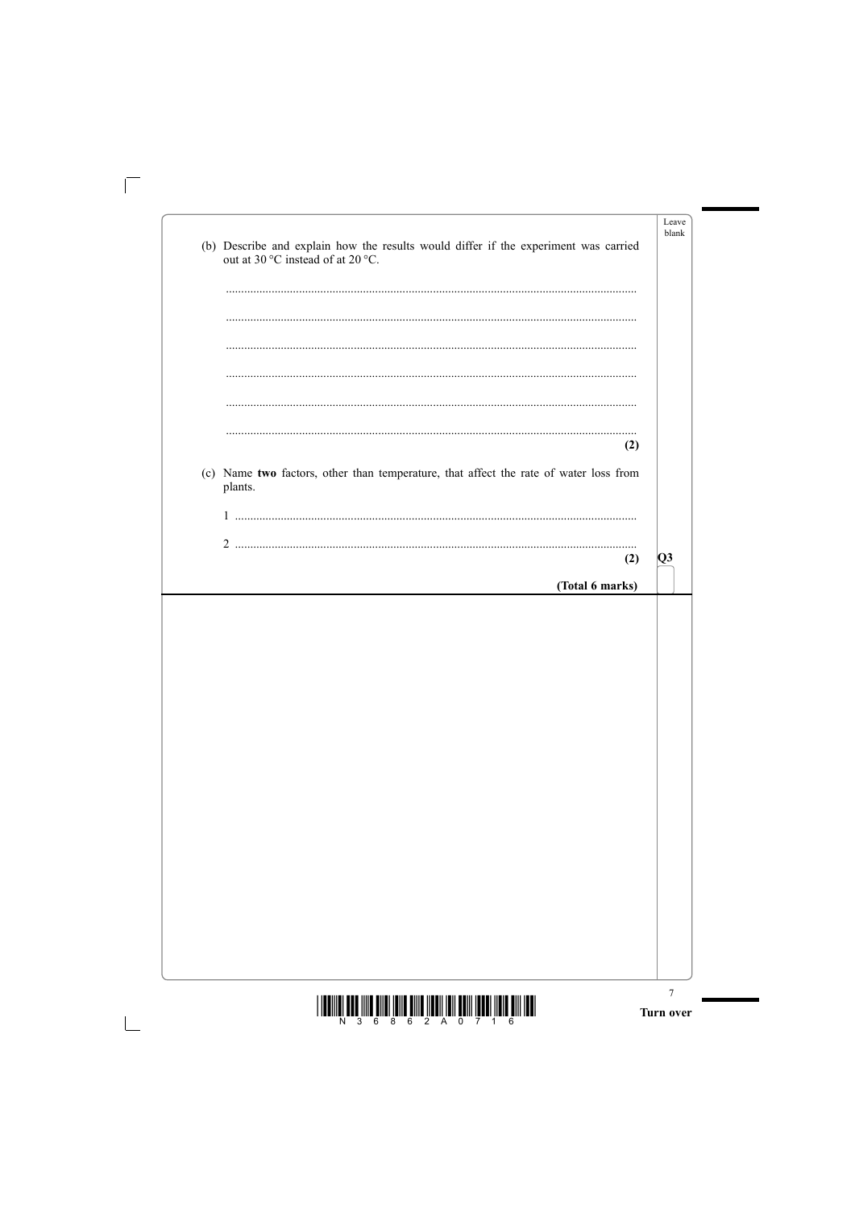(b) Describe and explain how the results would differ if the experiment was carried out at 30 °C instead of at 20 °C.

.....................................................................................................................................

.....................................................................................................................................

.....................................................................................................................................

.....................................................................................................................................

.....................................................................................................................................

.....................................................................................................................................

**(2)**

(c) Name **two** factors, other than temperature, that affect the rate of water loss from plants.

1 ..................................................................................................................................

2 ..................................................................................................................................

**(2)**

**(Total 6 marks)**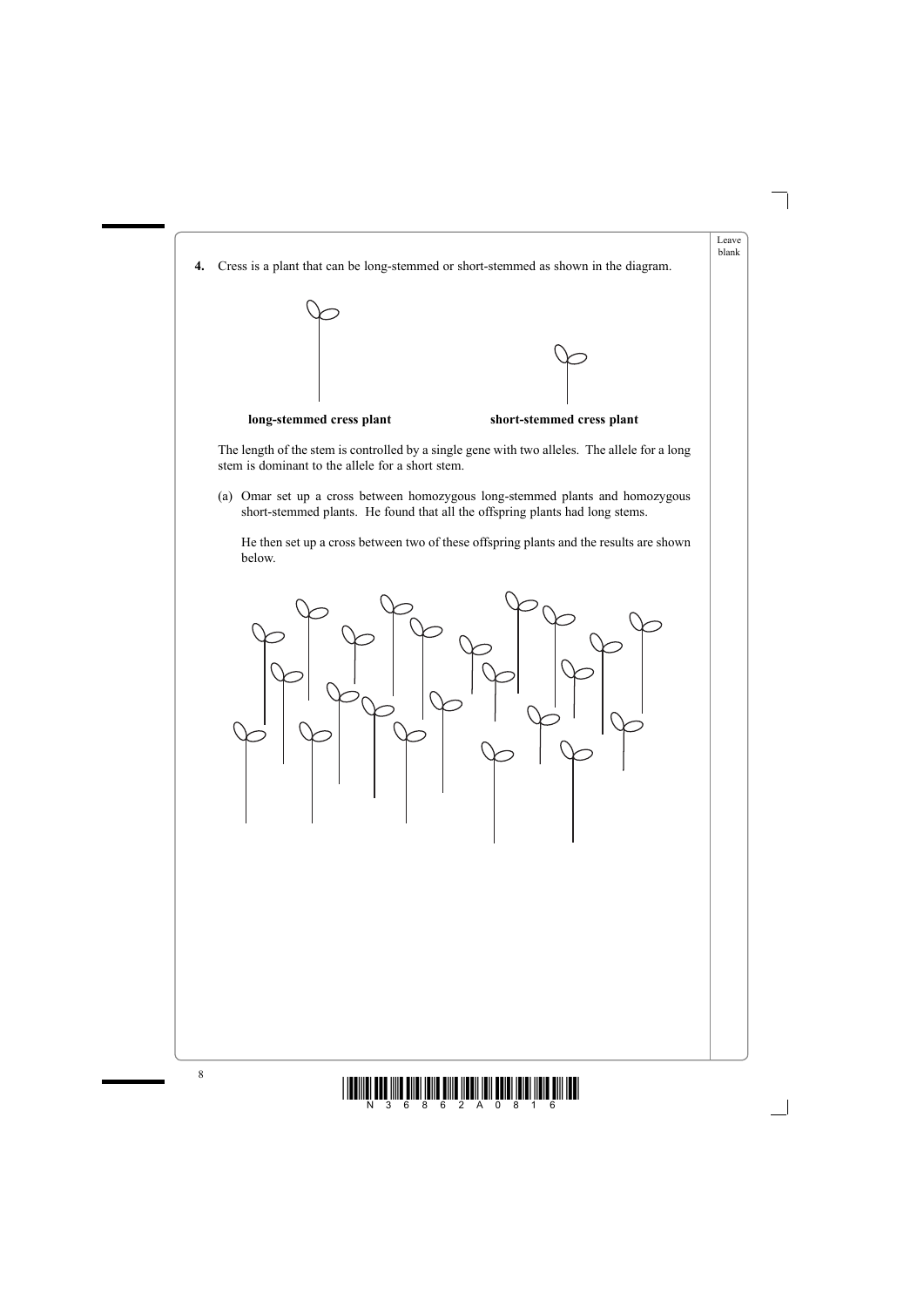**4.** Cress is a plant that can be long-stemmed or short-stemmed as shown in the diagram.

**long-stemmed cress plant** **short-stemmed cress plant**

The length of the stem is controlled by a single gene with two alleles. The allele for a long stem is dominant to the allele for a short stem.

(a) Omar set up a cross between homozygous long-stemmed plants and homozygous short-stemmed plants. He found that all the offspring plants had long stems.

He then set up a cross between two of these offspring plants and the results are shown below.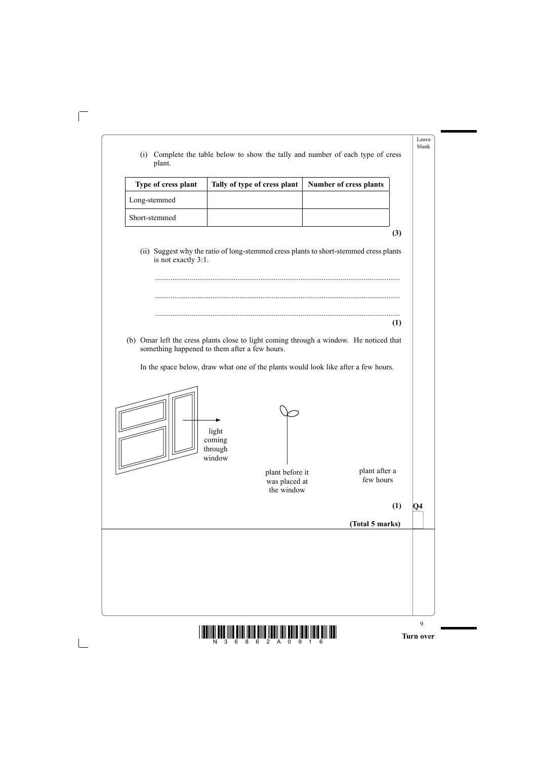(i) Complete the table below to show the tally and number of each type of cress plant.

| Type of cress plant | Tally of type of cress plant | Number of cress plants |
|---|---|---|
| Long-stemmed | | |
| Short-stemmed | | |

**(3)**

(ii) Suggest why the ratio of long-stemmed cress plants to short-stemmed cress plants is not exactly 3:1.

................................................................................................................

................................................................................................................

................................................................................................................

**(1)**

(b) Omar left the cress plants close to light coming through a window. He noticed that something happened to them after a few hours.

In the space below, draw what one of the plants would look like after a few hours.

light coming through window

plant before it was placed at the window

plant after a few hours

**(1)**

**Q4**

**(Total 5 marks)**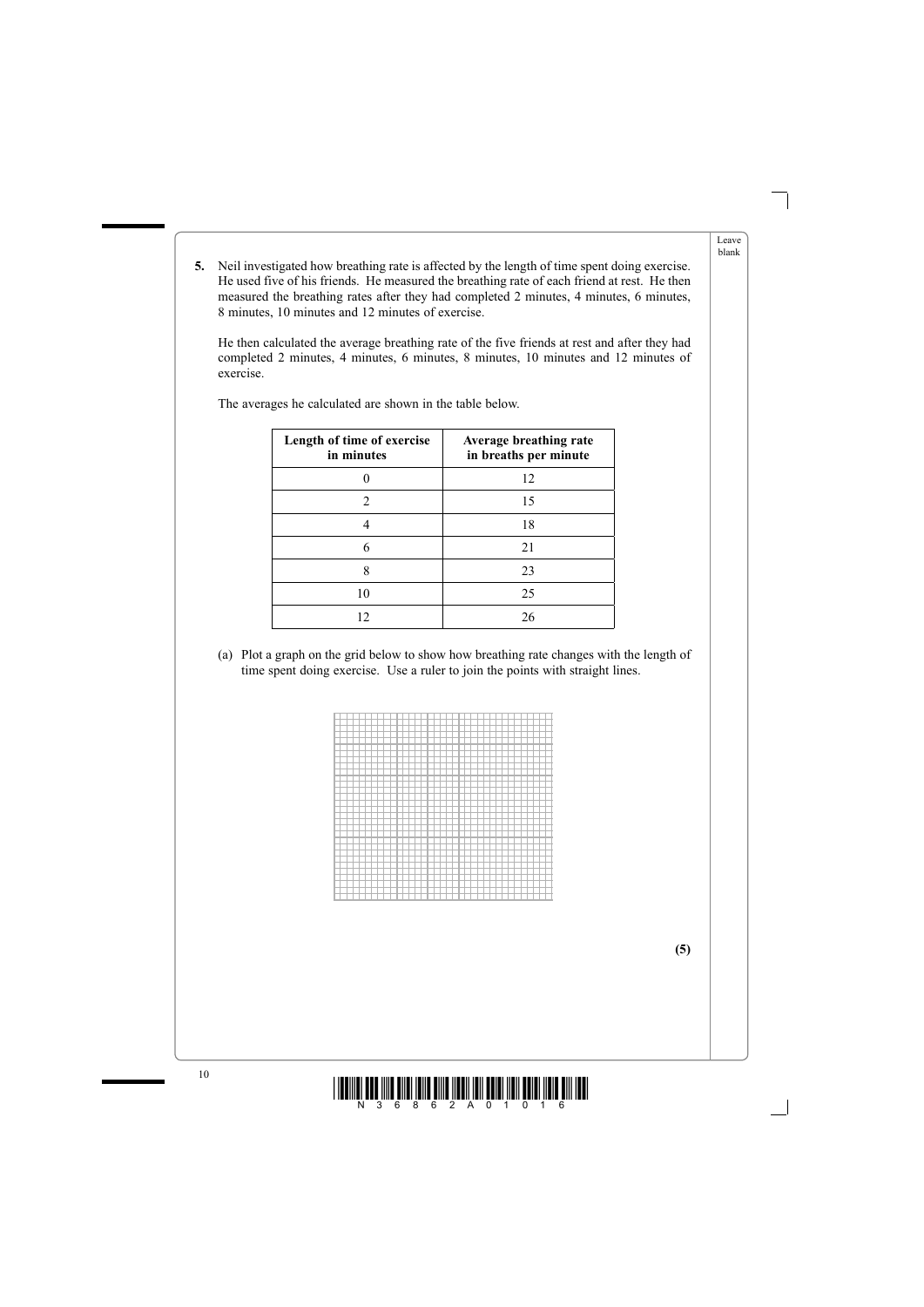**5.** Neil investigated how breathing rate is affected by the length of time spent doing exercise. He used five of his friends. He measured the breathing rate of each friend at rest. He then measured the breathing rates after they had completed 2 minutes, 4 minutes, 6 minutes, 8 minutes, 10 minutes and 12 minutes of exercise.

He then calculated the average breathing rate of the five friends at rest and after they had completed 2 minutes, 4 minutes, 6 minutes, 8 minutes, 10 minutes and 12 minutes of exercise.

The averages he calculated are shown in the table below.

| Length of time of exercise in minutes | Average breathing rate in breaths per minute |
|---|---|
| 0 | 12 |
| 2 | 15 |
| 4 | 18 |
| 6 | 21 |
| 8 | 23 |
| 10 | 25 |
| 12 | 26 |

(a) Plot a graph on the grid below to show how breathing rate changes with the length of time spent doing exercise. Use a ruler to join the points with straight lines.

**(5)**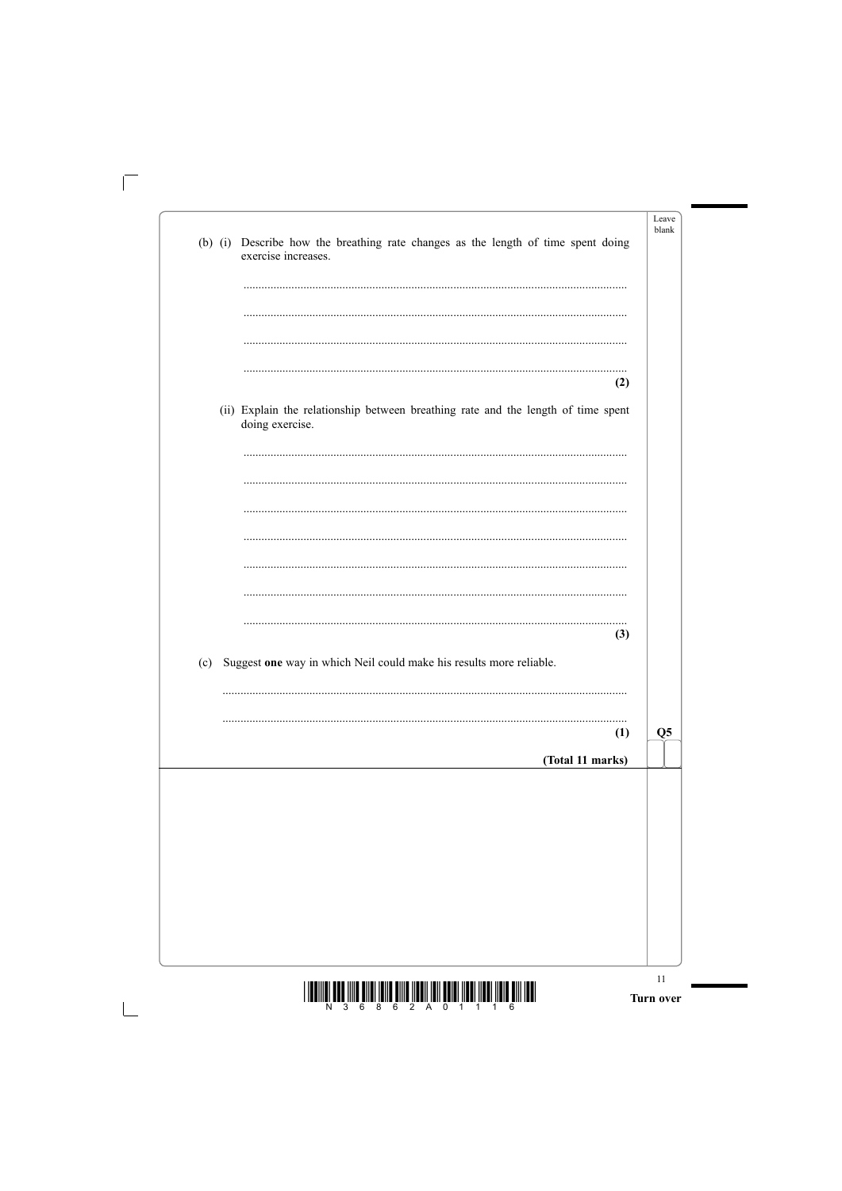(b) (i) Describe how the breathing rate changes as the length of time spent doing exercise increases.

..............................................................................................................................

..............................................................................................................................

..............................................................................................................................

..............................................................................................................................

**(2)**

(ii) Explain the relationship between breathing rate and the length of time spent doing exercise.

..............................................................................................................................

..............................................................................................................................

..............................................................................................................................

..............................................................................................................................

..............................................................................................................................

..............................................................................................................................

..............................................................................................................................

**(3)**

(c) Suggest **one** way in which Neil could make his results more reliable.

..............................................................................................................................

..............................................................................................................................

**(1)**

**Q5**

**(Total 11 marks)**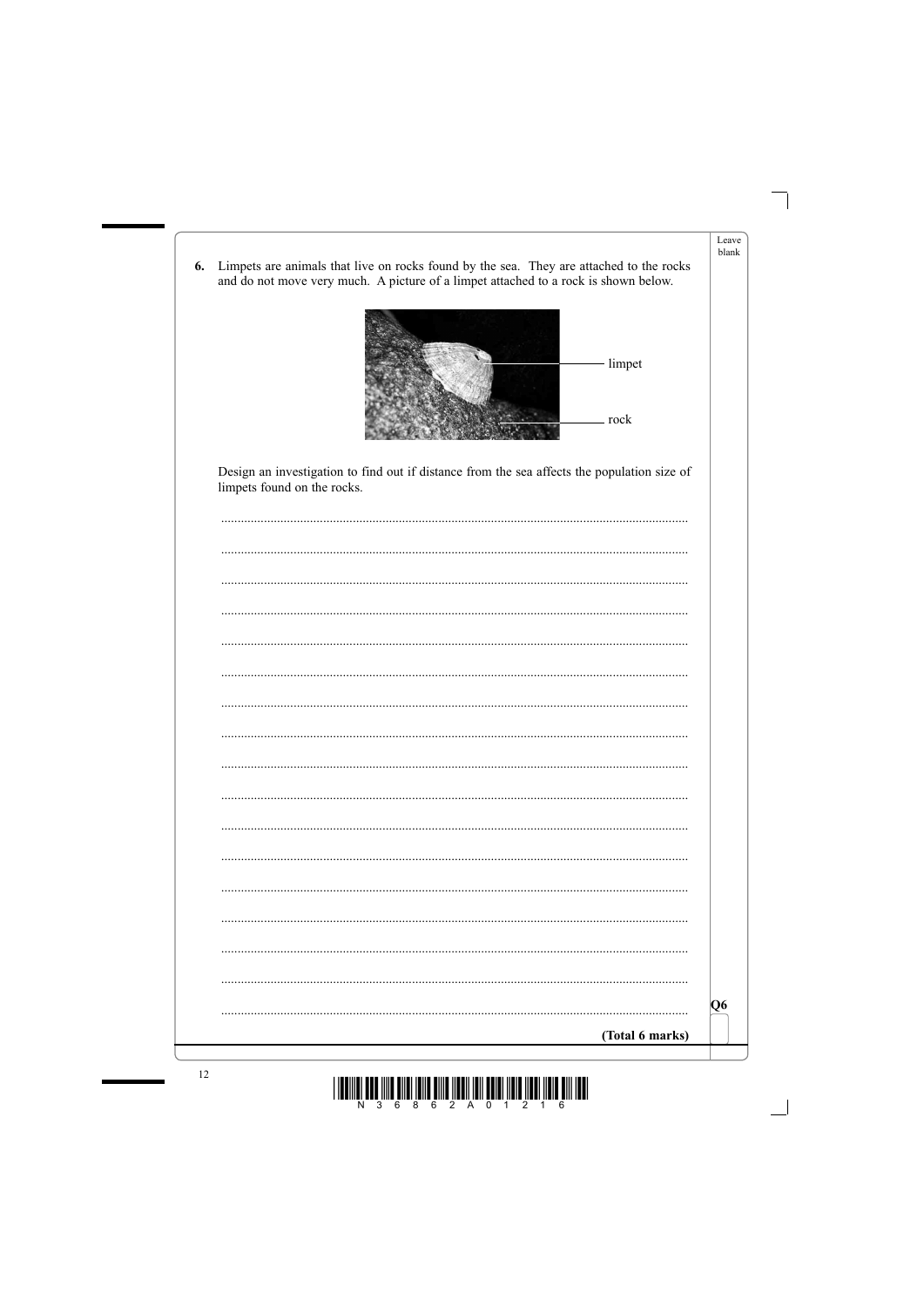**6.** Limpets are animals that live on rocks found by the sea. They are attached to the rocks and do not move very much. A picture of a limpet attached to a rock is shown below.

limpet

rock

Design an investigation to find out if distance from the sea affects the population size of limpets found on the rocks.

............................................................................................................................................

............................................................................................................................................

............................................................................................................................................

............................................................................................................................................

............................................................................................................................................

............................................................................................................................................

............................................................................................................................................

............................................................................................................................................

............................................................................................................................................

............................................................................................................................................

............................................................................................................................................

............................................................................................................................................

............................................................................................................................................

............................................................................................................................................

............................................................................................................................................

............................................................................................................................................

............................................................................................................................................

**(Total 6 marks)**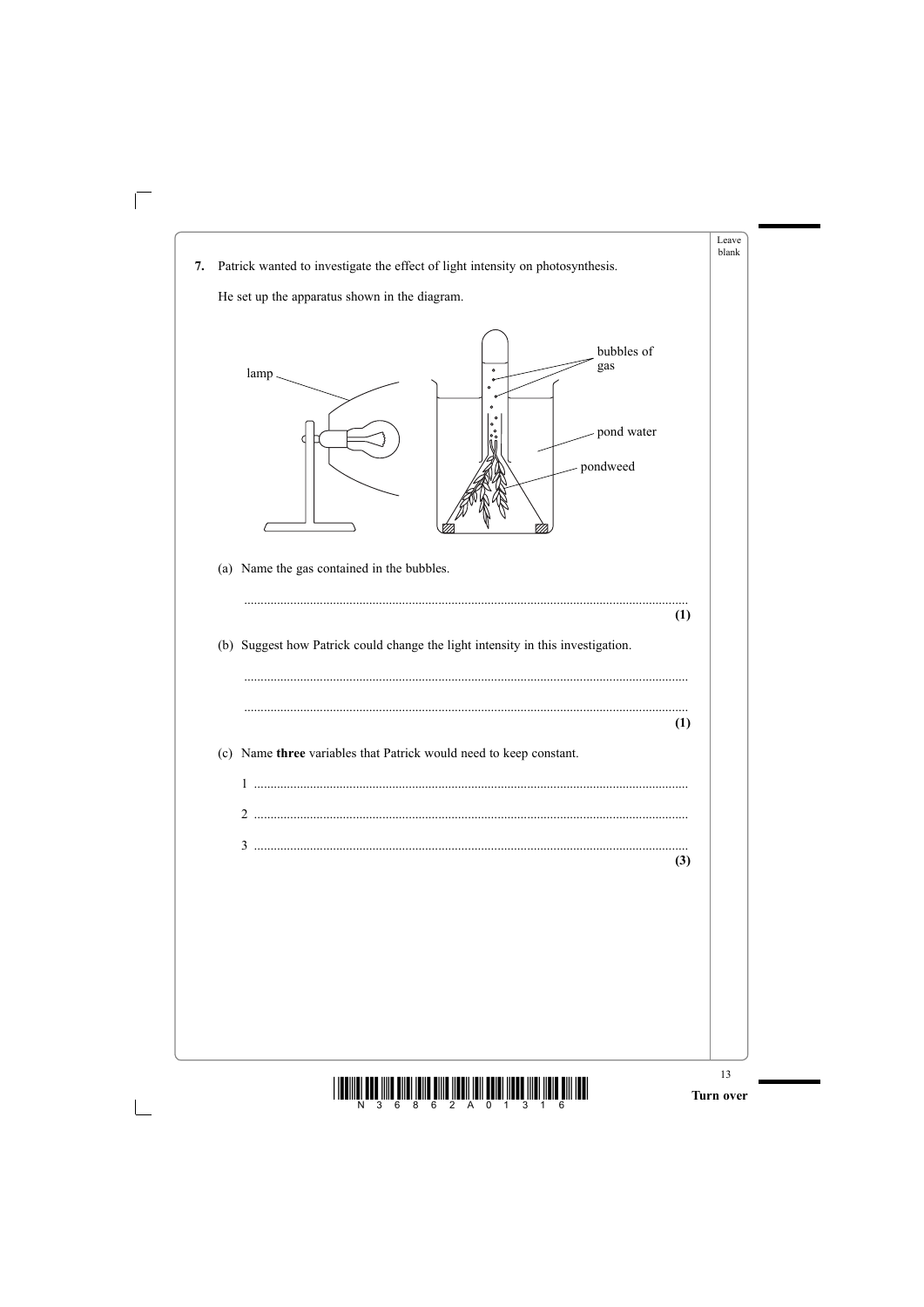**7.** Patrick wanted to investigate the effect of light intensity on photosynthesis.

He set up the apparatus shown in the diagram.

(a) Name the gas contained in the bubbles.

.......................................................................................................................................
**(1)**

(b) Suggest how Patrick could change the light intensity in this investigation.

.......................................................................................................................................

.......................................................................................................................................
**(1)**

(c) Name **three** variables that Patrick would need to keep constant.

1 .....................................................................................................................................

2 .....................................................................................................................................

3 .....................................................................................................................................
**(3)**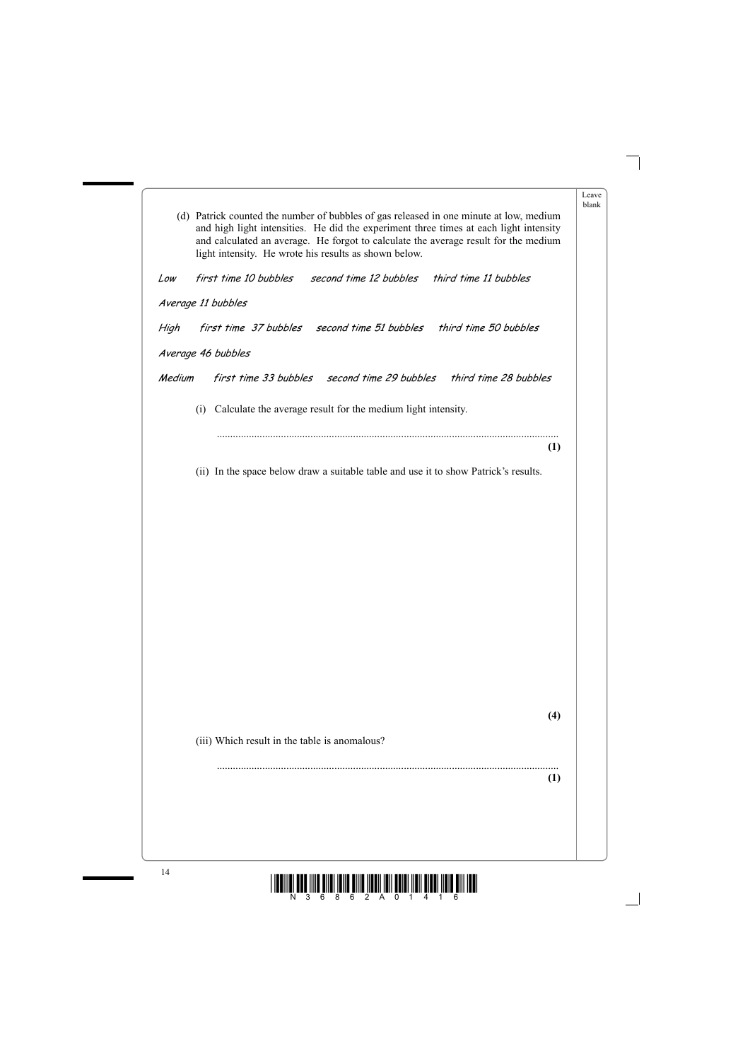(d) Patrick counted the number of bubbles of gas released in one minute at low, medium and high light intensities. He did the experiment three times at each light intensity and calculated an average. He forgot to calculate the average result for the medium light intensity. He wrote his results as shown below.

*Low first time 10 bubbles second time 12 bubbles third time 11 bubbles*

*Average 11 bubbles*

*High first time 37 bubbles second time 51 bubbles third time 50 bubbles*

*Average 46 bubbles*

*Medium first time 33 bubbles second time 29 bubbles third time 28 bubbles*

(i) Calculate the average result for the medium light intensity.

..............................................................................................................................

**(1)**

(ii) In the space below draw a suitable table and use it to show Patrick's results.

**(4)**

(iii) Which result in the table is anomalous?

..............................................................................................................................

**(1)**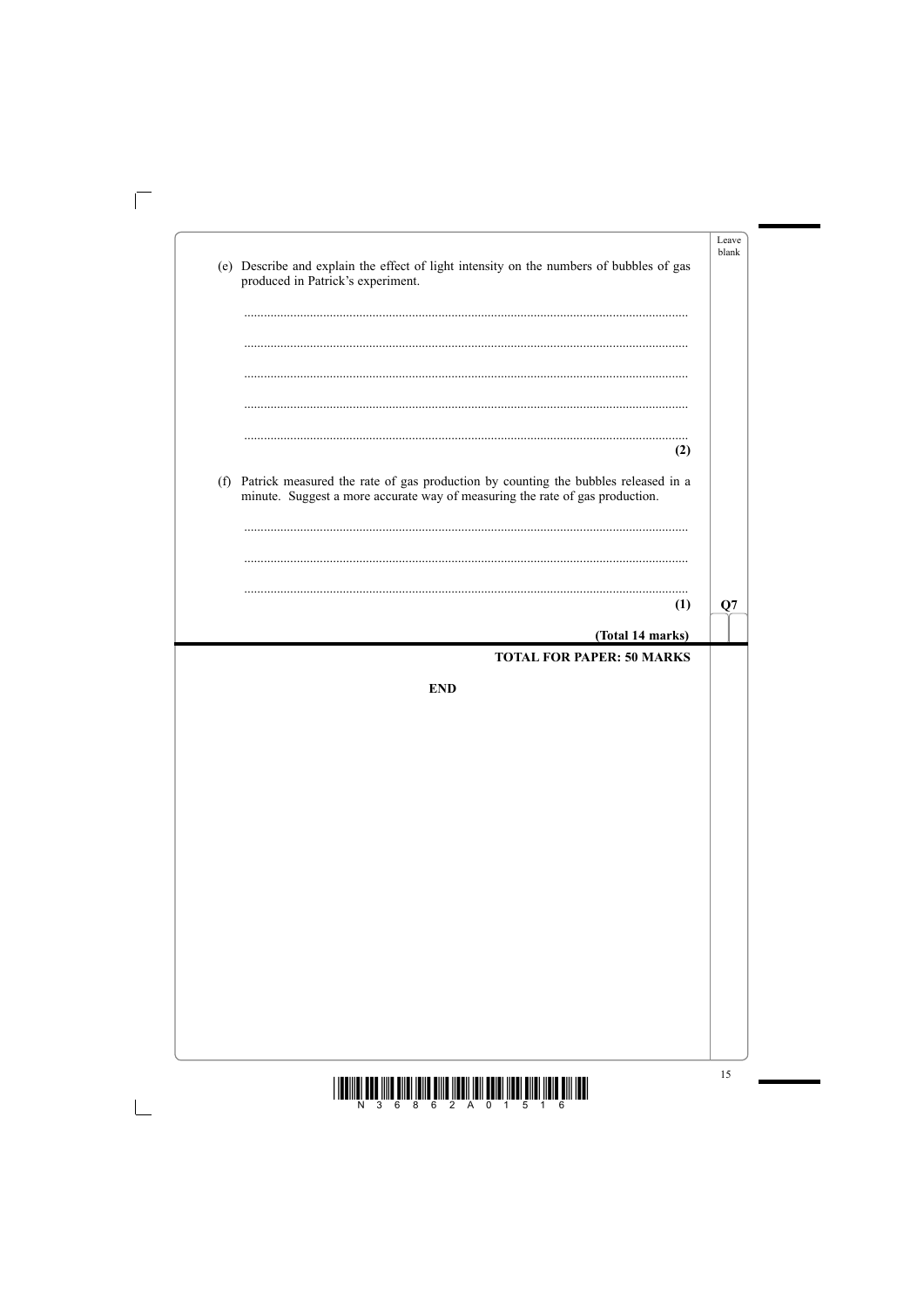(e) Describe and explain the effect of light intensity on the numbers of bubbles of gas produced in Patrick's experiment.

.......................................................................................................................

.......................................................................................................................

.......................................................................................................................

.......................................................................................................................

.......................................................................................................................
**(2)**

(f) Patrick measured the rate of gas production by counting the bubbles released in a minute. Suggest a more accurate way of measuring the rate of gas production.

.......................................................................................................................

.......................................................................................................................

.......................................................................................................................
**(1)**

**Q7**

**(Total 14 marks)**

**TOTAL FOR PAPER: 50 MARKS**

**END**